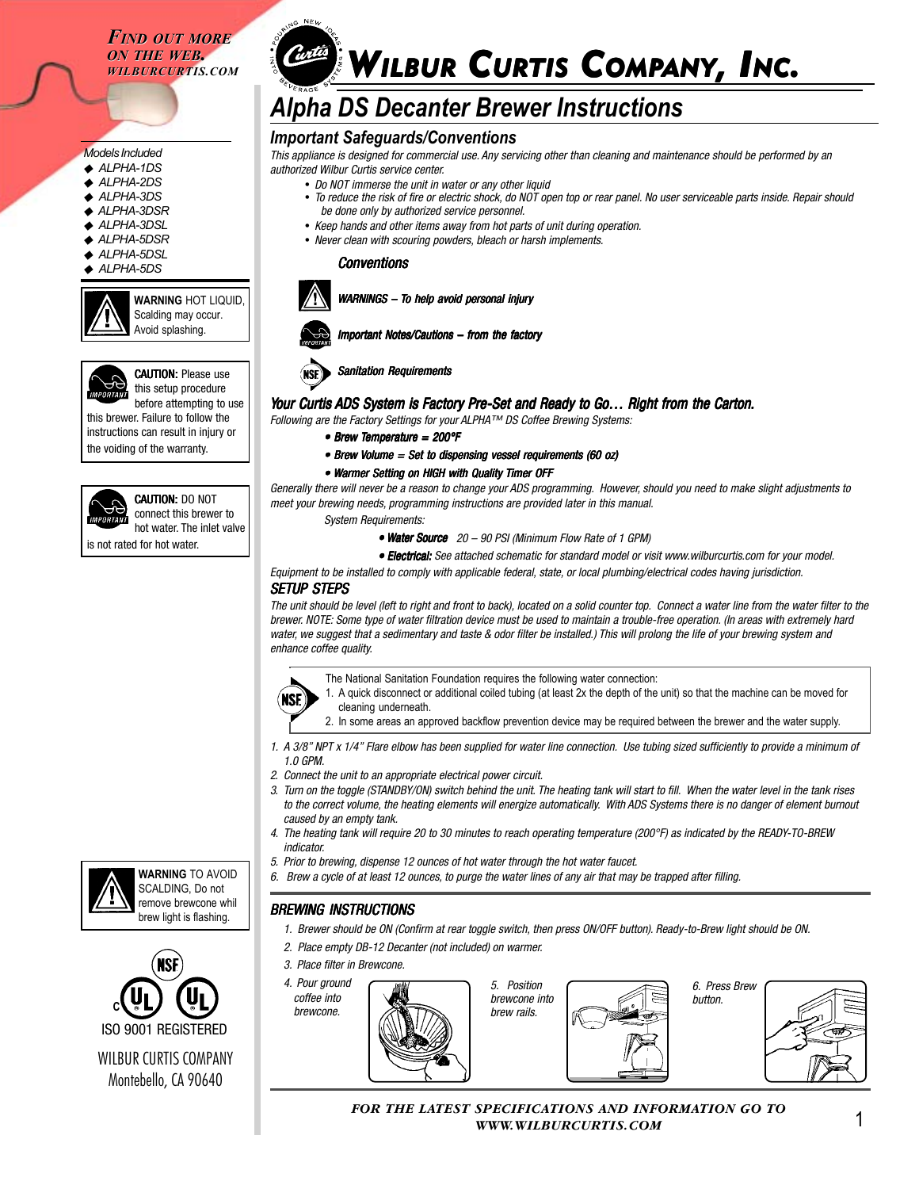*FIND OUT MORE ON THE WEB.* *WILBURCURTIS.COM*

# WILBUR CURTIS COMPANY, INC.

# Alpha DS Decanter Brewer Instructions

*Models Included*

- ALPHA-1DS
- ALPHA-2DS
- ALPHA-3DS
- ALPHA-3DSR
- ALPHA-3DSL
- ALPHA-5DSR
- ALPHA-5DSL
- ALPHA-5DS

**WARNING** HOT LIQUID, Scalding may occur. Avoid splashing.

**CAUTION:** Please use this setup procedure before attempting to use this brewer. Failure to follow the instructions can result in injury or the voiding of the warranty.

**CAUTION:** DO NOT connect this brewer to hot water. The inlet valve is not rated for hot water.

## Important Safeguards/Conventions

*This appliance is designed for commercial use. Any servicing other than cleaning and maintenance should be performed by an authorized Wilbur Curtis service center.*

- *Do NOT immerse the unit in water or any other liquid*
- *To reduce the risk of fire or electric shock, do NOT open top or rear panel. No user serviceable parts inside. Repair should be done only by authorized service personnel.*
- *Keep hands and other items away from hot parts of unit during operation.*
- *Never clean with scouring powders, bleach or harsh implements.*

### Conventions

***WARNINGS – To help avoid personal injury***

***Important Notes/Cautions – from the factory***

***Sanitation Requirements***

### Your Curtis ADS System is Factory Pre-Set and Ready to Go… Right from the Carton.

*Following are the Factory Settings for your ALPHA™ DS Coffee Brewing Systems:*

- ***Brew Temperature = 200°F***
- ***Brew Volume = Set to dispensing vessel requirements (60 oz)***
- ***Warmer Setting on HIGH with Quality Timer OFF***

*Generally there will never be a reason to change your ADS programming. However, should you need to make slight adjustments to meet your brewing needs, programming instructions are provided later in this manual.*

*System Requirements:*

- ***Water Source*** *20 – 90 PSI (Minimum Flow Rate of 1 GPM)*
- ***Electrical:*** *See attached schematic for standard model or visit www.wilburcurtis.com for your model.*

*Equipment to be installed to comply with applicable federal, state, or local plumbing/electrical codes having jurisdiction.*

### SETUP STEPS

*The unit should be level (left to right and front to back), located on a solid counter top. Connect a water line from the water filter to the brewer. NOTE: Some type of water filtration device must be used to maintain a trouble-free operation. (In areas with extremely hard water, we suggest that a sedimentary and taste & odor filter be installed.) This will prolong the life of your brewing system and enhance coffee quality.*

The National Sanitation Foundation requires the following water connection:

1. A quick disconnect or additional coiled tubing (at least 2x the depth of the unit) so that the machine can be moved for cleaning underneath.
2. In some areas an approved backflow prevention device may be required between the brewer and the water supply.

1. *A 3/8" NPT x 1/4" Flare elbow has been supplied for water line connection. Use tubing sized sufficiently to provide a minimum of 1.0 GPM.*
2. *Connect the unit to an appropriate electrical power circuit.*
3. *Turn on the toggle (STANDBY/ON) switch behind the unit. The heating tank will start to fill. When the water level in the tank rises to the correct volume, the heating elements will energize automatically. With ADS Systems there is no danger of element burnout caused by an empty tank.*
4. *The heating tank will require 20 to 30 minutes to reach operating temperature (200°F) as indicated by the READY-TO-BREW indicator.*
5. *Prior to brewing, dispense 12 ounces of hot water through the hot water faucet.*
6. *Brew a cycle of at least 12 ounces, to purge the water lines of any air that may be trapped after filling.*

**WARNING** TO AVOID SCALDING, Do not remove brewcone whil brew light is flashing.

### BREWING INSTRUCTIONS

1. *Brewer should be ON (Confirm at rear toggle switch, then press ON/OFF button). Ready-to-Brew light should be ON.*
2. *Place empty DB-12 Decanter (not included) on warmer.*
3. *Place filter in Brewcone.*
4. *Pour ground coffee into brewcone.*
5. *Position brewcone into brew rails.*
6. *Press Brew button.*

ISO 9001 REGISTERED

WILBUR CURTIS COMPANY
Montebello, CA 90640

***FOR THE LATEST SPECIFICATIONS AND INFORMATION GO TO WWW.WILBURCURTIS.COM***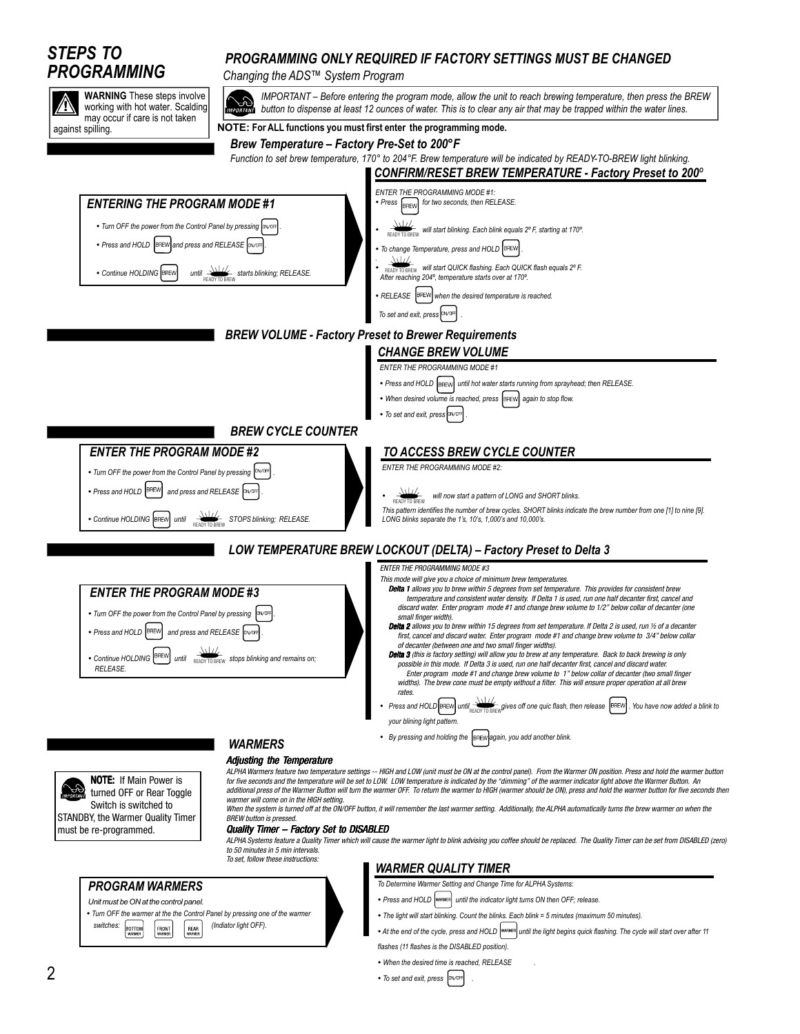# STEPS TO PROGRAMMING

## PROGRAMMING ONLY REQUIRED IF FACTORY SETTINGS MUST BE CHANGED

*Changing the ADS™ System Program*

**WARNING** These steps involve working with hot water. Scalding may occur if care is not taken against spilling.

*IMPORTANT – Before entering the program mode, allow the unit to reach brewing temperature, then press the BREW button to dispense at least 12 ounces of water. This is to clear any air that may be trapped within the water lines.*

**NOTE: For ALL functions you must first enter the programming mode.**

### *Brew Temperature – Factory Pre-Set to 200°F*

*Function to set brew temperature, 170° to 204°F. Brew temperature will be indicated by READY-TO-BREW light blinking.*

### *ENTERING THE PROGRAM MODE #1*

- *Turn OFF the power from the Control Panel by pressing* ON/OFF.
- *Press and HOLD* BREW *and press and RELEASE* ON/OFF.
- *Continue HOLDING* BREW *until* READY TO BREW *starts blinking; RELEASE.*

### *CONFIRM/RESET BREW TEMPERATURE - Factory Preset to 200º*

*ENTER THE PROGRAMMING MODE #1:*

- *Press* BREW *for two seconds, then RELEASE.*
- READY TO BREW *will start blinking. Each blink equals 2º F, starting at 170º.*
- *To change Temperature, press and HOLD* BREW.
- READY TO BREW *will start QUICK flashing. Each QUICK flash equals 2º F. After reaching 204º, temperature starts over at 170º.*
- *RELEASE* BREW *when the desired temperature is reached.*

*To set and exit, press* ON/OFF.

### *BREW VOLUME - Factory Preset to Brewer Requirements*

### *CHANGE BREW VOLUME*

*ENTER THE PROGRAMMING MODE #1*

- *Press and HOLD* BREW *until hot water starts running from sprayhead; then RELEASE.*
- *When desired volume is reached, press* BREW *again to stop flow.*
- *To set and exit, press* ON/OFF.

### *BREW CYCLE COUNTER*

### *ENTER THE PROGRAM MODE #2*

- *Turn OFF the power from the Control Panel by pressing* ON/OFF.
- *Press and HOLD* BREW *and press and RELEASE* ON/OFF.
- *Continue HOLDING* BREW *until* READY TO BREW *STOPS blinking; RELEASE.*

### *TO ACCESS BREW CYCLE COUNTER*

*ENTER THE PROGRAMMING MODE #2:*

- READY TO BREW *will now start a pattern of LONG and SHORT blinks.*

*This pattern identifies the number of brew cycles. SHORT blinks indicate the brew number from one [1] to nine [9]. LONG blinks separate the 1's, 10's, 1,000's and 10,000's.*

### *LOW TEMPERATURE BREW LOCKOUT (DELTA) – Factory Preset to Delta 3*

### *ENTER THE PROGRAM MODE #3*

- *Turn OFF the power from the Control Panel by pressing* ON/OFF.
- *Press and HOLD* BREW *and press and RELEASE* ON/OFF.
- *Continue HOLDING* BREW *until* READY TO BREW *stops blinking and remains on; RELEASE.*

*ENTER THE PROGRAMMING MODE #3*

*This mode will give you a choice of minimum brew temperatures.*

***Delta 1*** *allows you to brew within 5 degrees from set temperature. This provides for consistent brew temperature and consistent water density. If Delta 1 is used, run one half decanter first, cancel and discard water. Enter program mode #1 and change brew volume to 1/2" below collar of decanter (one small finger width).*

***Delta 2*** *allows you to brew within 15 degrees from set temperature. If Delta 2 is used, run ½ of a decanter first, cancel and discard water. Enter program mode #1 and change brew volume to 3/4" below collar of decanter (between one and two small finger widths).*

***Delta 3*** *(this is factory setting) will allow you to brew at any temperature. Back to back brewing is only possible in this mode. If Delta 3 is used, run one half decanter first, cancel and discard water. Enter program mode #1 and change brew volume to 1" below collar of decanter (two small finger widths). The brew cone must be empty without a filter. This will ensure proper operation at all brew rates.*

- *Press and HOLD* BREW *until* READY TO BREW *gives off one quic flash, then release* BREW. *You have now added a blink to your blining light pattern.*
- *By pressing and holding the* BREW *again, you add another blink.*

### *WARMERS*

#### *Adjusting the Temperature*

*ALPHA Warmers feature two temperature settings -- HIGH and LOW (unit must be ON at the control panel). From the Warmer ON position. Press and hold the warmer button for five seconds and the temperature will be set to LOW. LOW temperature is indicated by the "dimming" of the warmer indicator light above the Warmer Button. An additional press of the Warmer Button will turn the warmer OFF. To return the warmer to HIGH (warmer should be ON), press and hold the warmer button for five seconds then warmer will come on in the HIGH setting.*

*When the system is turned off at the ON/OFF button, it will remember the last warmer setting. Additionally, the ALPHA automatically turns the brew warmer on when the BREW button is pressed.*

**NOTE:** If Main Power is turned OFF or Rear Toggle Switch is switched to STANDBY, the Warmer Quality Timer must be re-programmed.

#### *Quality Timer – Factory Set to DISABLED*

*ALPHA Systems feature a Quality Timer which will cause the warmer light to blink advising you coffee should be replaced. The Quality Timer can be set from DISABLED (zero) to 50 minutes in 5 min intervals.*

*To set, follow these instructions:*

### *PROGRAM WARMERS*

*Unit must be ON at the control panel.*

- *Turn OFF the warmer at the the Control Panel by pressing one of the warmer switches:* BOTTOM WARMER FRONT WARMER REAR WARMER *(Indiator light OFF).*

### *WARMER QUALITY TIMER*

*To Determine Warmer Setting and Change Time for ALPHA Systems:*

- *Press and HOLD* WARMER *until the indicator light turns ON then OFF; release.*
- *The light will start blinking. Count the blinks. Each blink = 5 minutes (maximum 50 minutes).*
- *At the end of the cycle, press and HOLD* WARMER *until the light begins quick flashing. The cycle will start over after 11 flashes (11 flashes is the DISABLED position).*
- *When the desired time is reached, RELEASE.*
- *To set and exit, press* ON/OFF.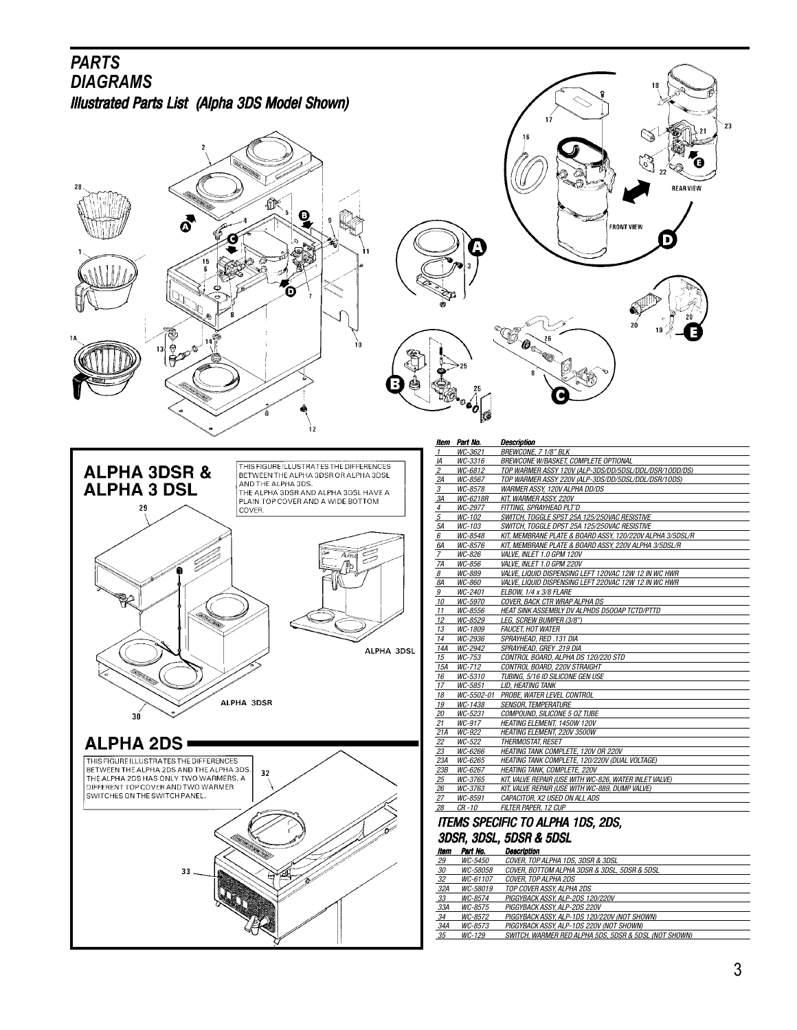# PARTS DIAGRAMS

## Illustrated Parts List (Alpha 3DS Model Shown)

## ALPHA 3DSR & ALPHA 3 DSL

THIS FIGURE ILLUSTRATES THE DIFFERENCES BETWEEN THE ALPHA 3DSR OR ALPHA 3DSL AND THE ALPHA 3DS. THE ALPHA 3DSR AND ALPHA 3DSL HAVE A PLAIN TOP COVER AND A WIDE BOTTOM COVER.

## ALPHA 2DS

THIS FIGURE ILLUSTRATES THE DIFFERENCES BETWEEN THE ALPHA 2DS AND THE ALPHA 3DS. THE ALPHA 2DS HAS ONLY TWO WARMERS, A DIFFERENT TOP COVER AND TWO WARMER SWITCHES ON THE SWITCH PANEL.

| Item | Part No. | Description |
|---|---|---|
| 1 | WC-3621 | BREWCONE, 7 1/8" BLK |
| IA | WC-3316 | BREWCONE W/BASKET, COMPLETE OPTIONAL |
| 2 | WC-6812 | TOP WARMER ASSY 120V (ALP-3DS/DD/5DSL/DDL/DSR/10DD/DS) |
| 2A | WC-8567 | TOP WARMER ASSY 220V (ALP-3DS/DD/5DSL/DDL/DSR/10DS) |
| 3 | WC-8578 | WARMER ASSY, 120V ALPHA DD/DS |
| 3A | WC-6218R | KIT, WARMER ASSY, 220V |
| 4 | WC-2977 | FITTING, SPRAYHEAD PLT'D |
| 5 | WC-102 | SWITCH, TOGGLE SPST 25A 125/250VAC RESISTIVE |
| 5A | WC-103 | SWITCH, TOGGLE DPST 25A 125/250VAC RESISTIVE |
| 6 | WC-8548 | KIT, MEMBRANE PLATE & BOARD ASSY, 120/220V ALPHA 3/5DSL/R |
| 6A | WC-8576 | KIT, MEMBRANE PLATE & BOARD ASSY, 220V ALPHA 3/5DSL/R |
| 7 | WC-826 | VALVE, INLET 1.0 GPM 120V |
| 7A | WC-856 | VALVE, INLET 1.0 GPM 220V |
| 8 | WC-889 | VALVE, LIQUID DISPENSING LEFT 120VAC 12W 12 IN WC HWR |
| 8A | WC-860 | VALVE, LIQUID DISPENSING LEFT 220VAC 12W 12 IN WC HWR |
| 9 | WC-2401 | ELBOW, 1/4 x 3/8 FLARE |
| 10 | WC-5970 | COVER, BACK CTR WRAP ALPHA DS |
| 11 | WC-8556 | HEAT SINK ASSEMBLY DV ALPHDS D500AP TCTD/PTTD |
| 12 | WC-8529 | LEG, SCREW BUMPER (3/8") |
| 13 | WC-1809 | FAUCET, HOT WATER |
| 14 | WC-2936 | SPRAYHEAD, RED .131 DIA |
| 14A | WC-2942 | SPRAYHEAD, GREY .219 DIA |
| 15 | WC-753 | CONTROL BOARD, ALPHA DS 120/220 STD |
| 15A | WC-712 | CONTROL BOARD, 220V STRAIGHT |
| 16 | WC-5310 | TUBING, 5/16 ID SILICONE GEN USE |
| 17 | WC-5851 | LID, HEATING TANK |
| 18 | WC-5502-01 | PROBE, WATER LEVEL CONTROL |
| 19 | WC-1438 | SENSOR, TEMPERATURE |
| 20 | WC-5231 | COMPOUND, SILICONE 5 OZ TUBE |
| 21 | WC-917 | HEATING ELEMENT, 1450W 120V |
| 21A | WC-922 | HEATING ELEMENT, 220V 3500W |
| 22 | WC-522 | THERMOSTAT, RESET |
| 23 | WC-6266 | HEATING TANK COMPLETE, 120V OR 220V |
| 23A | WC-6265 | HEATING TANK COMPLETE, 120/220V (DUAL VOLTAGE) |
| 23B | WC-6267 | HEATING TANK, COMPLETE, 220V |
| 25 | WC-3765 | KIT, VALVE REPAIR (USE WITH WC-826, WATER INLET VALVE) |
| 26 | WC-3763 | KIT, VALVE REPAIR (USE WITH WC-889, DUMP VALVE) |
| 27 | WC-8591 | CAPACITOR, X2 USED ON ALL ADS |
| 28 | CR -10 | FILTER PAPER, 12 CUP |

### ITEMS SPECIFIC TO ALPHA 1DS, 2DS, 3DSR, 3DSL, 5DSR & 5DSL

| Item | Part No. | Description |
|---|---|---|
| 29 | WC-5450 | COVER, TOP ALPHA 1DS, 3DSR & 3DSL |
| 30 | WC-58058 | COVER, BOTTOM ALPHA 3DSR & 3DSL, 5DSR & 5DSL |
| 32 | WC-61107 | COVER, TOP ALPHA 2DS |
| 32A | WC-58019 | TOP COVER ASSY, ALPHA 2DS |
| 33 | WC-8574 | PIGGYBACK ASSY, ALP-2DS 120/220V |
| 33A | WC-8575 | PIGGYBACK ASSY, ALP-2DS 220V |
| 34 | WC-8572 | PIGGYBACK ASSY, ALP-1DS 120/220V (NOT SHOWN) |
| 34A | WC-8573 | PIGGYBACK ASSY, ALP-1DS 220V (NOT SHOWN) |
| 35 | WC-129 | SWITCH, WARMER RED ALPHA 5DS, 5DSR & 5DSL (NOT SHOWN) |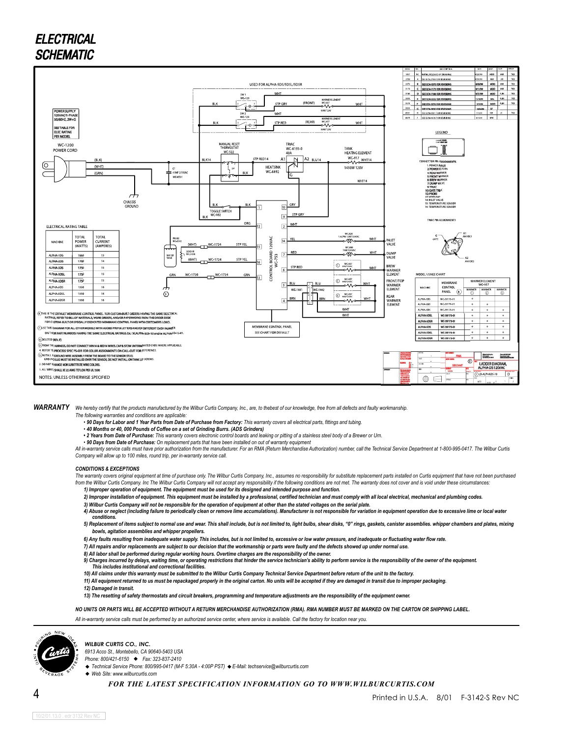# ELECTRICAL SCHEMATIC

ELECTRICAL RATING TABLE

| MACHINE | TOTAL POWER (WATTS) | TOTAL CURRENT (AMPERES) |
|---|---|---|
| ALPHA-1DS | 1560 | 13 |
| ALPHA-2DS | 1750 | 14 |
| ALPHA-3DS | 1750 | 15 |
| ALPHA-3DSL | 1750 | 15 |
| ALPHA-3DSR | 1750 | 15 |
| ALPHA-5DS | 1950 | 16 |
| ALPHA-5DSL | 1950 | 16 |
| ALPHA-5DSR | 1950 | 16 |

NOTES: UNLESS OTHERWISE SPECIFIED

1. ALL WIRES SHALL BE 22 AWG TEFLON PER UL 1330
2. DO NOT CHANGE NOR SUBSTITUTE WIRE COLORS.
3. INSTALL A GROUND WIRE ASSEMBLY FROM THE BOARD TO THE SENSOR STUD. GROUND LUG MUST BE INSTALLED OVER THE SENSOR, DO NOT INSTALL ON TANK LIP SCREWS.
4. REFER TO PROCESS SPEC PS-001 FOR COLOR ASSIGNMENTS ON CALL-OUT FOR REFERENCE.
5. FROM THE HARNESS, DO NOT CONNECT MIN14 & RED14 WIRES. CAP & STOW UNTERMINATED ENDS WHERE APPLICABLE.
6. DELETED (REV. F)
7. USE THIS DIAGRAM FOR ALL OTHER MODELS WITH ADDED PREFIX LETTERS AND/OR DIFFERENT DASH NUMBER ON THEIR PART NUMBERS HAVING THE SAME ELECTRICAL RATINGS. EX: SCALPHA-3DS-10 and/or ALPHA-3DS-12-01.
8. THIS IS THE DEFAULT MEMBRANE CONTROL PANEL. FOR CUSTOM-BUILT ORDERS HAVING THE SAME ELECTRICAL RATINGS, REFER TO BILL OF MATERIALS, WORK ORDERS, AND/OR PAPERWORKS FROM THE ORDER DESK FOR CUSTOM-BUILT OR SPECIALLY DEDICATED MEMBRANE CONTROL PANEL WITH CUSTOMER'S LOGO.

MODEL USAGE CHART

| MACHINE | MEMBRANE CONTROL PANEL (8) | WARMER ELEMENT WC-957 WARMER (1) | WARMER (2) | WARMER (3) |
|---|---|---|---|---|
| ALPHA-1DS | WC-39173-01 | o | | |
| ALPHA-2DS | WC-39174-01 | o | o | |
| ALPHA-3DS | WC-39171-01 | o | o | o |
| ALPHA-3DSL | WC-39173-01 | o | o | o |
| ALPHA-3DSR | WC-39173-01 | o | o | o |
| ALPHA-5DS | WC-39173-01 | o | o | o |
| ALPHA-5DSL | WC-39173-01 | o | o | o |
| ALPHA-5DSR | WC-39173-01 | o | o | o |

CONNECTOR PIN ASSIGNMENTS
1 POWER INPUT
2 POWER RETURN
4 REAR WARMER
5 FRONT WARMER
6 BREW WARMER
7 DUMP VALVE
9 TRIAC
10 GATE TRIAC
12 PROBE
14 INLET VALVE
15 TEMPERATURE SENSOR
16 TEMPERATURE SENSOR

TRIAC PIN ASSIGNMENTS
G GATE
A1 ANODE1
A2 ANODE2

WC-1200 POWER CORD
POWER SUPPLY 120VAC/1-PHASE 50/60HZ, 2W+G
SEE TABLE FOR ELEC RATING PER MODEL
CHASSIS GROUND
C1 .47MF 275VAC WC-6591
MANUAL RESET THERMOSTAT WC-522
TRIAC WC-6193-0 40A
HEATSINK WC-6892
TANK HEATING ELEMENT WC-917 1450W 120V
TOGGLE SWITCH WC-102
CONTROL BOARD 120VAC WC-753
PROBE WC-5502
SENSOR WC-1438
WATER TANK
INLET VALVE
DUMP VALVE
BREW WARMER ELEMENT
FRONT/TOP WARMER ELEMENT
REAR WARMER ELEMENT
MEMBRANE CONTROL PANEL SEE CHART FOR DEFAULT
USED FOR ALPHA-3DS/3DSL/3DSR
SW 1 WC-129
SW 2 WC-129
WARMER ELEMENT WC-957 (FRONT)
WARMER ELEMENT WC-957 (REAR)

LADDER DIAGRAM, ALPHA-DS 120VAC

**WARRANTY** We hereby certify that the products manufactured by the Wilbur Curtis Company, Inc., are, to thebest of our knowledge, free from all defects and faulty workmanship.

The following warranties and conditions are applicable:

- ***90 Days for Labor and 1 Year Parts from Date of Purchase from Factory:*** *This warranty covers all electrical parts, fittings and tubing.*
- ***40 Months or 40, 000 Pounds of Coffee on a set of Grinding Burrs. (ADS Grinders)***
- ***2 Years from Date of Purchase:*** *This warranty covers electronic control boards and leaking or pitting of a stainless steel body of a Brewer or Urn.*
- ***90 Days from Date of Purchase:*** *On replacement parts that have been installed on out of warranty equipment*

*All in-warranty service calls must have prior authorization from the manufacturer. For an RMA (Return Merchandise Authorization) number, call the Technical Service Department at 1-800-995-0417. The Wilbur Curtis Company will allow up to 100 miles, round trip, per in-warranty service call.*

***CONDITIONS & EXCEPTIONS***

*The warranty covers original equipment at time of purchase only. The Wilbur Curtis Company, Inc., assumes no responsibility for substitute replacement parts installed on Curtis equipment that have not been purchased from the Wilbur Curtis Company. Inc The Wilbur Curtis Company will not accept any responsibility if the following conditions are not met. The warranty does not cover and is void under these circumstances:*

1. ***Improper operation of equipment. The equipment must be used for its designed and intended purpose and function.***
2. ***Improper installation of equipment. This equipment must be installed by a professional, certified technician and must comply with all local electrical, mechanical and plumbing codes.***
3. ***Wilbur Curtis Company will not be responsible for the operation of equipment at other than the stated voltages on the serial plate.***
4. ***Abuse or neglect (including failure to periodically clean or remove lime accumulations). Manufacturer is not responsible for variation in equipment operation due to excessive lime or local water conditions.***
5. ***Replacement of items subject to normal use and wear. This shall include, but is not limited to, light bulbs, shear disks, "0" rings, gaskets, canister assemblies. whipper chambers and plates, mixing bowls, agitation assemblies and whipper propellers.***
6. ***Any faults resulting from inadequate water supply. This includes, but is not limited to, excessive or low water pressure, and inadequate or fluctuating water flow rate.***
7. ***All repairs and/or replacements are subject to our decision that the workmanship or parts were faulty and the defects showed up under normal use.***
8. ***All labor shall be performed during regular working hours. Overtime charges are the responsibility of the owner.***
9. ***Charges incurred by delays, waiting time, or operating restrictions that hinder the service technician's ability to perform service is the responsibility of the owner of the equipment. This includes institutional and correctional facilities.***
10. ***All claims under this warranty must be submitted to the Wilbur Curtis Company Technical Service Department before return of the unit to the factory.***
11. ***All equipment returned to us must be repackaged properly in the original carton. No units will be accepted if they are damaged in transit due to improper packaging.***
12. ***Damaged in transit.***
13. ***The resetting of safety thermostats and circuit breakers, programming and temperature adjustments are the responsibility of the equipment owner.***

***NO UNITS OR PARTS WILL BE ACCEPTED WITHOUT A RETURN MERCHANDISE AUTHORIZATION (RMA). RMA NUMBER MUST BE MARKED ON THE CARTON OR SHIPPING LABEL.***

*All in-warranty service calls must be performed by an authorized service center, where service is available. Call the factory for location near you.*

***WILBUR CURTIS CO., INC.***
*6913 Acco St., Montebello, CA 90640-5403 USA*
*Phone: 800/421-6150 ◆ Fax: 323-837-2410*
*◆ Technical Service Phone: 800/995-0417 (M-F 5:30A - 4:00P PST) ◆ E-Mail: techservice@wilburcurtis.com*
*◆ Web Site: www.wilburcurtis.com*

***FOR THE LATEST SPECIFICATION INFORMATION GO TO WWW.WILBURCURTIS.COM***

Printed in U.S.A. 8/01 F-3142-S Rev NC